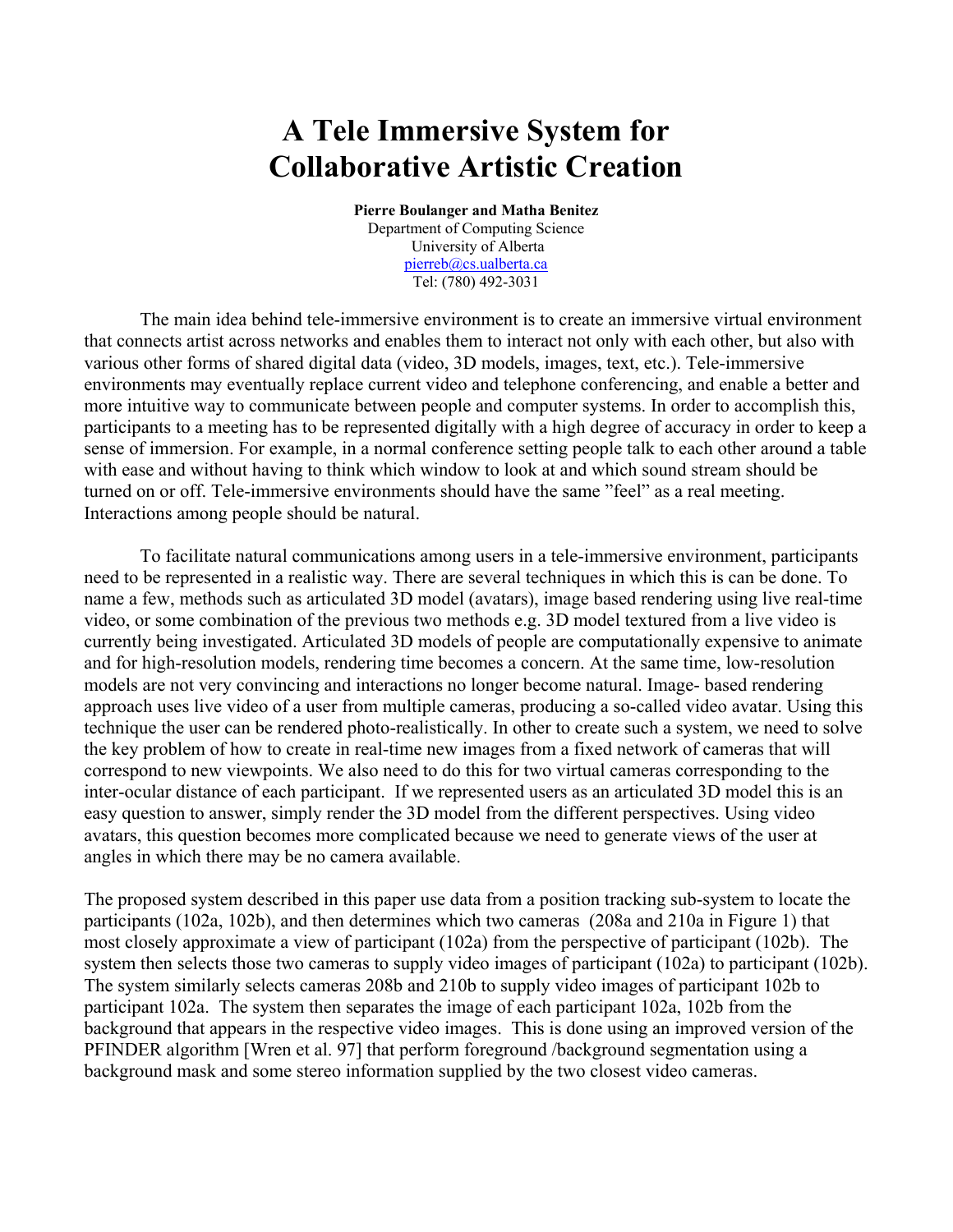# A Tele Immersive System for Collaborative Artistic Creation

**Pierre Boulanger and Matha Benitez**
Department of Computing Science
University of Alberta
pierreb@cs.ualberta.ca
Tel: (780) 492-3031

The main idea behind tele-immersive environment is to create an immersive virtual environment that connects artist across networks and enables them to interact not only with each other, but also with various other forms of shared digital data (video, 3D models, images, text, etc.). Tele-immersive environments may eventually replace current video and telephone conferencing, and enable a better and more intuitive way to communicate between people and computer systems. In order to accomplish this, participants to a meeting has to be represented digitally with a high degree of accuracy in order to keep a sense of immersion. For example, in a normal conference setting people talk to each other around a table with ease and without having to think which window to look at and which sound stream should be turned on or off. Tele-immersive environments should have the same "feel" as a real meeting. Interactions among people should be natural.

To facilitate natural communications among users in a tele-immersive environment, participants need to be represented in a realistic way. There are several techniques in which this is can be done. To name a few, methods such as articulated 3D model (avatars), image based rendering using live real-time video, or some combination of the previous two methods e.g. 3D model textured from a live video is currently being investigated. Articulated 3D models of people are computationally expensive to animate and for high-resolution models, rendering time becomes a concern. At the same time, low-resolution models are not very convincing and interactions no longer become natural. Image- based rendering approach uses live video of a user from multiple cameras, producing a so-called video avatar. Using this technique the user can be rendered photo-realistically. In other to create such a system, we need to solve the key problem of how to create in real-time new images from a fixed network of cameras that will correspond to new viewpoints. We also need to do this for two virtual cameras corresponding to the inter-ocular distance of each participant. If we represented users as an articulated 3D model this is an easy question to answer, simply render the 3D model from the different perspectives. Using video avatars, this question becomes more complicated because we need to generate views of the user at angles in which there may be no camera available.

The proposed system described in this paper use data from a position tracking sub-system to locate the participants (102a, 102b), and then determines which two cameras (208a and 210a in Figure 1) that most closely approximate a view of participant (102a) from the perspective of participant (102b). The system then selects those two cameras to supply video images of participant (102a) to participant (102b). The system similarly selects cameras 208b and 210b to supply video images of participant 102b to participant 102a. The system then separates the image of each participant 102a, 102b from the background that appears in the respective video images. This is done using an improved version of the PFINDER algorithm [Wren et al. 97] that perform foreground /background segmentation using a background mask and some stereo information supplied by the two closest video cameras.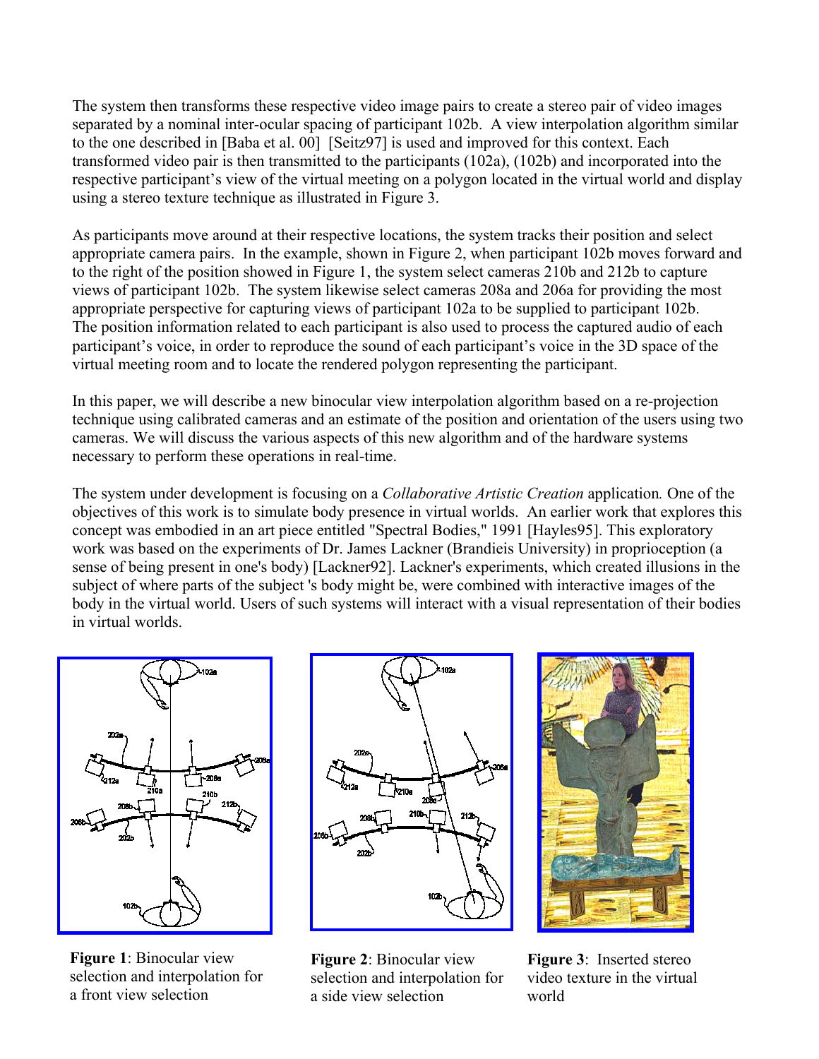The system then transforms these respective video image pairs to create a stereo pair of video images separated by a nominal inter-ocular spacing of participant 102b. A view interpolation algorithm similar to the one described in [Baba et al. 00] [Seitz97] is used and improved for this context. Each transformed video pair is then transmitted to the participants (102a), (102b) and incorporated into the respective participant's view of the virtual meeting on a polygon located in the virtual world and display using a stereo texture technique as illustrated in Figure 3.

As participants move around at their respective locations, the system tracks their position and select appropriate camera pairs. In the example, shown in Figure 2, when participant 102b moves forward and to the right of the position showed in Figure 1, the system select cameras 210b and 212b to capture views of participant 102b. The system likewise select cameras 208a and 206a for providing the most appropriate perspective for capturing views of participant 102a to be supplied to participant 102b. The position information related to each participant is also used to process the captured audio of each participant's voice, in order to reproduce the sound of each participant's voice in the 3D space of the virtual meeting room and to locate the rendered polygon representing the participant.

In this paper, we will describe a new binocular view interpolation algorithm based on a re-projection technique using calibrated cameras and an estimate of the position and orientation of the users using two cameras. We will discuss the various aspects of this new algorithm and of the hardware systems necessary to perform these operations in real-time.

The system under development is focusing on a *Collaborative Artistic Creation* application*.* One of the objectives of this work is to simulate body presence in virtual worlds. An earlier work that explores this concept was embodied in an art piece entitled "Spectral Bodies," 1991 [Hayles95]. This exploratory work was based on the experiments of Dr. James Lackner (Brandieis University) in proprioception (a sense of being present in one's body) [Lackner92]. Lackner's experiments, which created illusions in the subject of where parts of the subject 's body might be, were combined with interactive images of the body in the virtual world. Users of such systems will interact with a visual representation of their bodies in virtual worlds.

**Figure 1**: Binocular view selection and interpolation for a front view selection

**Figure 2**: Binocular view selection and interpolation for a side view selection

**Figure 3**: Inserted stereo video texture in the virtual world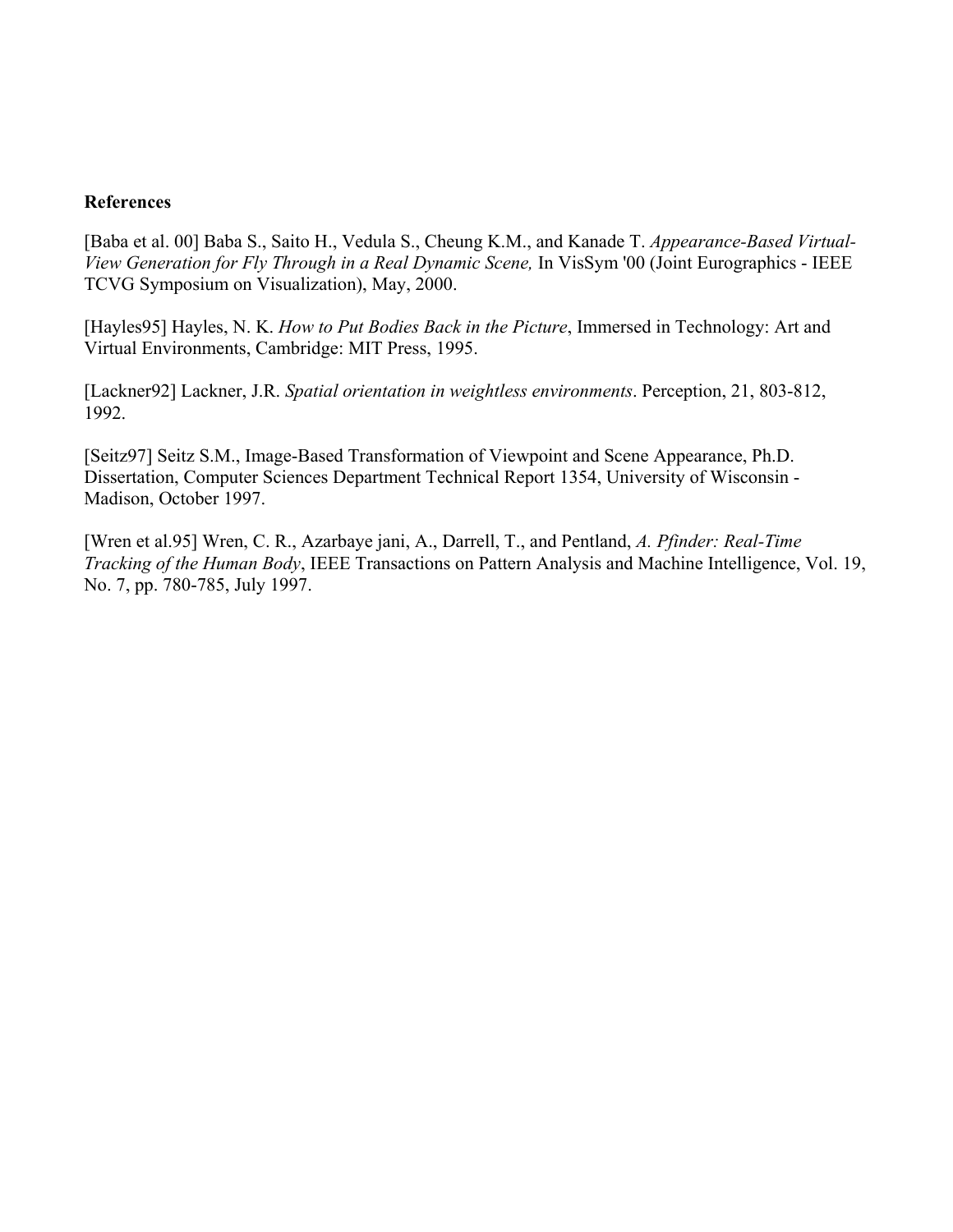**References**

[Baba et al. 00] Baba S., Saito H., Vedula S., Cheung K.M., and Kanade T. *Appearance-Based Virtual-View Generation for Fly Through in a Real Dynamic Scene,* In VisSym '00 (Joint Eurographics - IEEE TCVG Symposium on Visualization), May, 2000.

[Hayles95] Hayles, N. K. *How to Put Bodies Back in the Picture*, Immersed in Technology: Art and Virtual Environments, Cambridge: MIT Press, 1995.

[Lackner92] Lackner, J.R. *Spatial orientation in weightless environments*. Perception, 21, 803-812, 1992.

[Seitz97] Seitz S.M., Image-Based Transformation of Viewpoint and Scene Appearance, Ph.D. Dissertation, Computer Sciences Department Technical Report 1354, University of Wisconsin - Madison, October 1997.

[Wren et al.95] Wren, C. R., Azarbaye jani, A., Darrell, T., and Pentland, *A. Pfinder: Real-Time Tracking of the Human Body*, IEEE Transactions on Pattern Analysis and Machine Intelligence, Vol. 19, No. 7, pp. 780-785, July 1997.